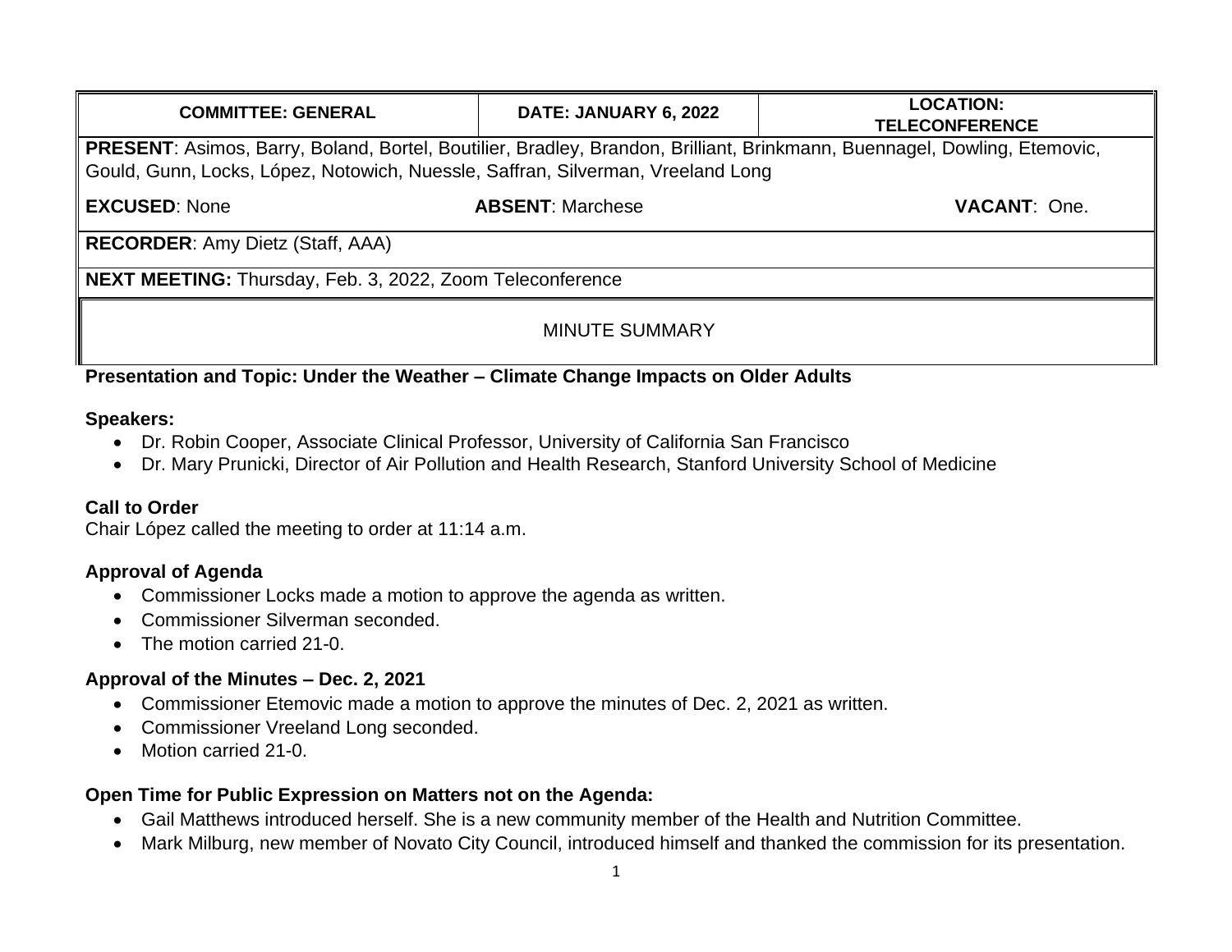| COMMITTEE: GENERAL | DATE: JANUARY 6, 2022 | LOCATION: TELECONFERENCE |
|---|---|---|
| **PRESENT**: Asimos, Barry, Boland, Bortel, Boutilier, Bradley, Brandon, Brilliant, Brinkmann, Buennagel, Dowling, Etemovic, Gould, Gunn, Locks, López, Notowich, Nuessle, Saffran, Silverman, Vreeland Long | | |
| **EXCUSED**: None | **ABSENT**: Marchese | **VACANT**: One. |
| **RECORDER**: Amy Dietz (Staff, AAA) | | |
| **NEXT MEETING:** Thursday, Feb. 3, 2022, Zoom Teleconference | | |

MINUTE SUMMARY

**Presentation and Topic: Under the Weather – Climate Change Impacts on Older Adults**

**Speakers:**

- Dr. Robin Cooper, Associate Clinical Professor, University of California San Francisco
- Dr. Mary Prunicki, Director of Air Pollution and Health Research, Stanford University School of Medicine

**Call to Order**

Chair López called the meeting to order at 11:14 a.m.

**Approval of Agenda**

- Commissioner Locks made a motion to approve the agenda as written.
- Commissioner Silverman seconded.
- The motion carried 21-0.

**Approval of the Minutes – Dec. 2, 2021**

- Commissioner Etemovic made a motion to approve the minutes of Dec. 2, 2021 as written.
- Commissioner Vreeland Long seconded.
- Motion carried 21-0.

**Open Time for Public Expression on Matters not on the Agenda:**

- Gail Matthews introduced herself. She is a new community member of the Health and Nutrition Committee.
- Mark Milburg, new member of Novato City Council, introduced himself and thanked the commission for its presentation.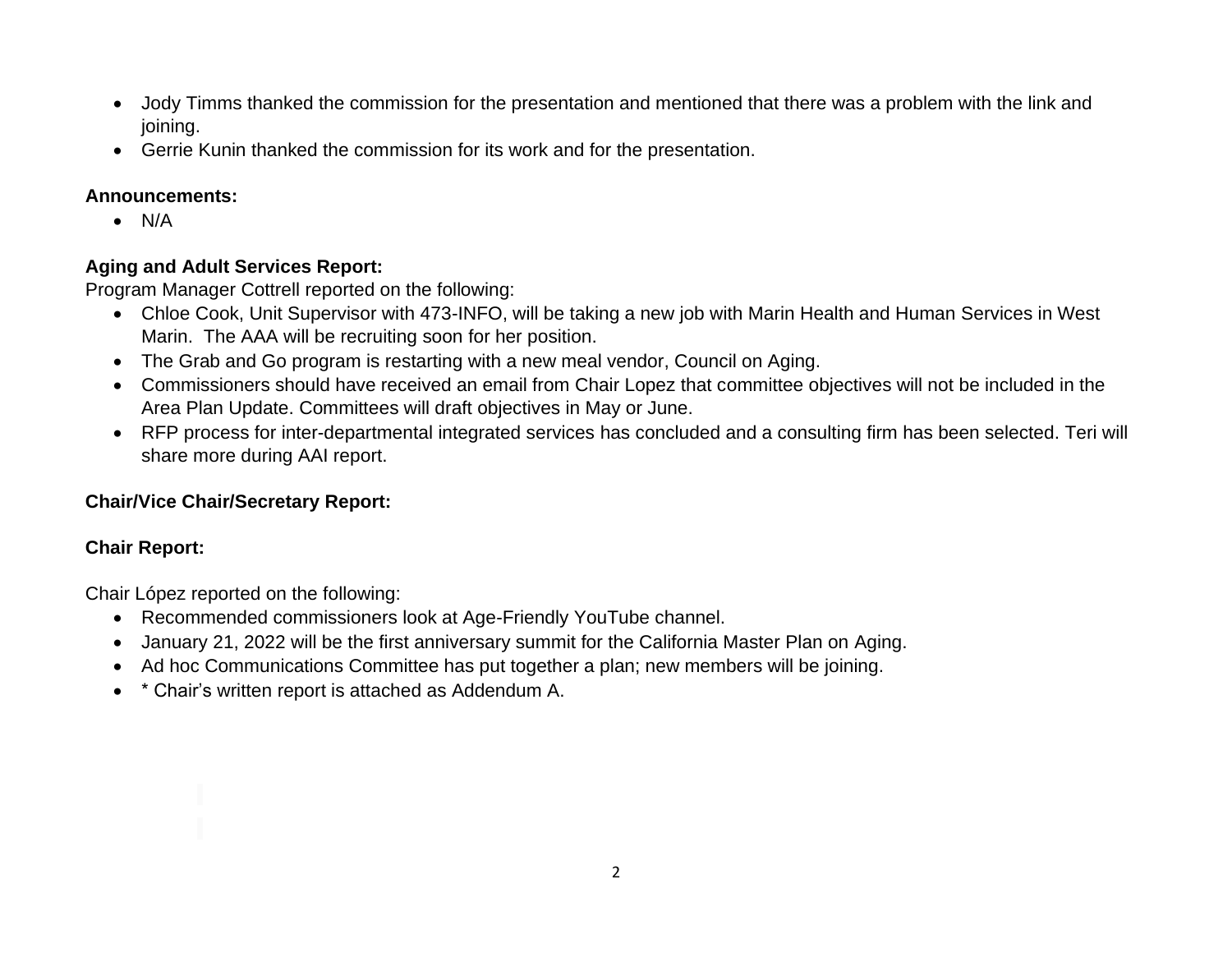- Jody Timms thanked the commission for the presentation and mentioned that there was a problem with the link and joining.
- Gerrie Kunin thanked the commission for its work and for the presentation.

**Announcements:**

- N/A

**Aging and Adult Services Report:**

Program Manager Cottrell reported on the following:

- Chloe Cook, Unit Supervisor with 473-INFO, will be taking a new job with Marin Health and Human Services in West Marin. The AAA will be recruiting soon for her position.
- The Grab and Go program is restarting with a new meal vendor, Council on Aging.
- Commissioners should have received an email from Chair Lopez that committee objectives will not be included in the Area Plan Update. Committees will draft objectives in May or June.
- RFP process for inter-departmental integrated services has concluded and a consulting firm has been selected. Teri will share more during AAI report.

**Chair/Vice Chair/Secretary Report:**

**Chair Report:**

Chair López reported on the following:

- Recommended commissioners look at Age-Friendly YouTube channel.
- January 21, 2022 will be the first anniversary summit for the California Master Plan on Aging.
- Ad hoc Communications Committee has put together a plan; new members will be joining.
- * Chair's written report is attached as Addendum A.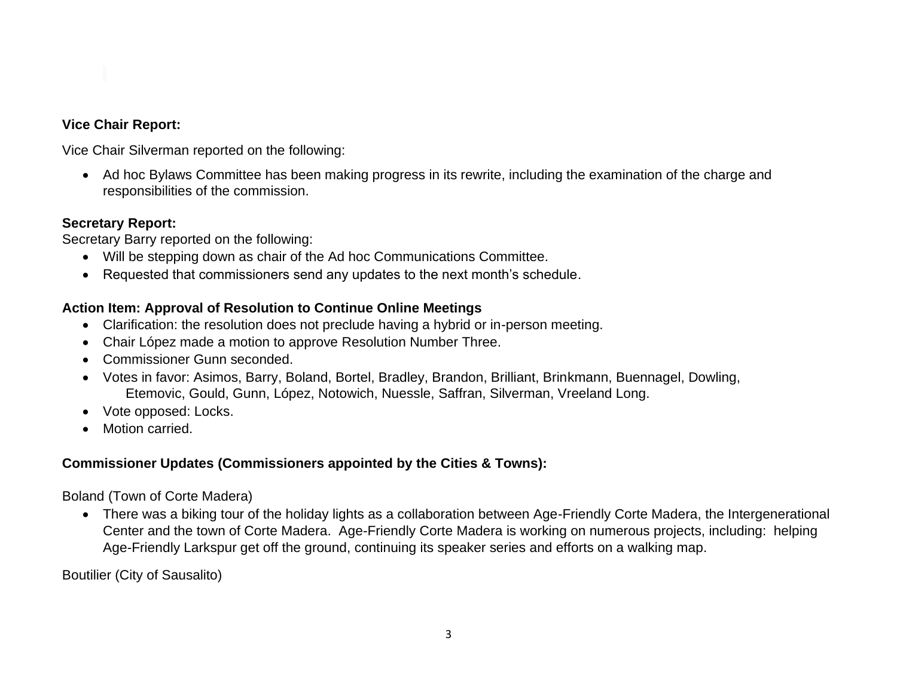**Vice Chair Report:**

Vice Chair Silverman reported on the following:

- Ad hoc Bylaws Committee has been making progress in its rewrite, including the examination of the charge and responsibilities of the commission.

**Secretary Report:**

Secretary Barry reported on the following:

- Will be stepping down as chair of the Ad hoc Communications Committee.
- Requested that commissioners send any updates to the next month's schedule.

**Action Item: Approval of Resolution to Continue Online Meetings**

- Clarification: the resolution does not preclude having a hybrid or in-person meeting.
- Chair López made a motion to approve Resolution Number Three.
- Commissioner Gunn seconded.
- Votes in favor: Asimos, Barry, Boland, Bortel, Bradley, Brandon, Brilliant, Brinkmann, Buennagel, Dowling, Etemovic, Gould, Gunn, López, Notowich, Nuessle, Saffran, Silverman, Vreeland Long.
- Vote opposed: Locks.
- Motion carried.

**Commissioner Updates (Commissioners appointed by the Cities & Towns):**

Boland (Town of Corte Madera)

- There was a biking tour of the holiday lights as a collaboration between Age-Friendly Corte Madera, the Intergenerational Center and the town of Corte Madera. Age-Friendly Corte Madera is working on numerous projects, including: helping Age-Friendly Larkspur get off the ground, continuing its speaker series and efforts on a walking map.

Boutilier (City of Sausalito)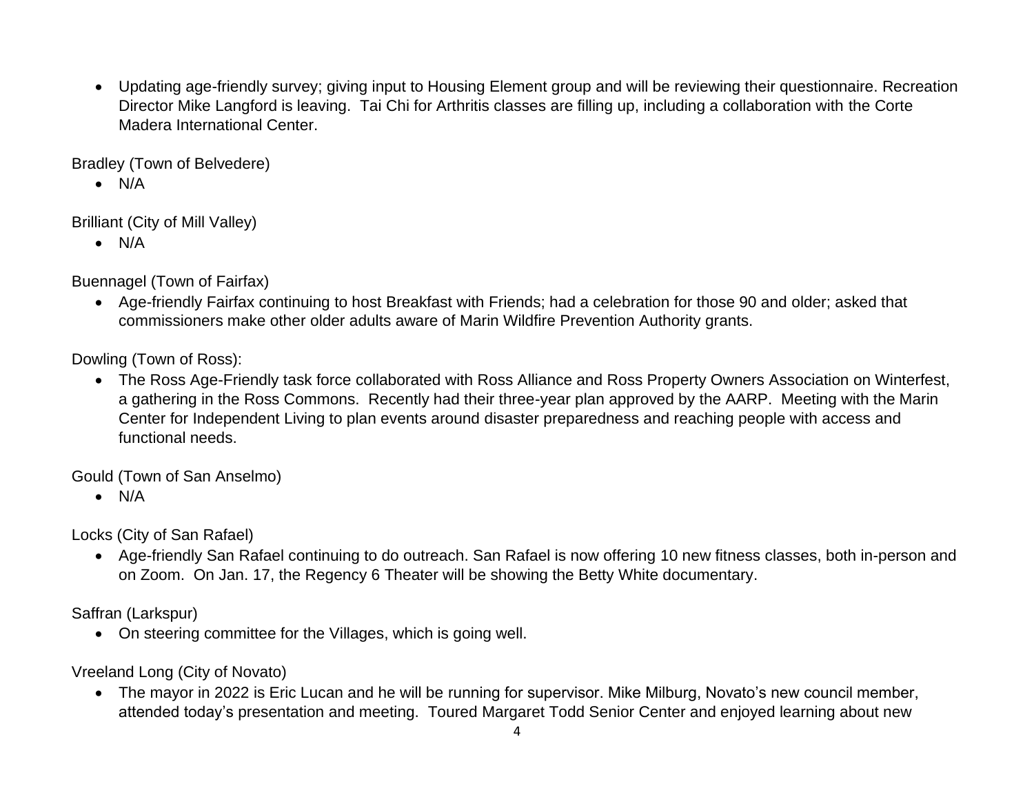- Updating age-friendly survey; giving input to Housing Element group and will be reviewing their questionnaire. Recreation Director Mike Langford is leaving. Tai Chi for Arthritis classes are filling up, including a collaboration with the Corte Madera International Center.

Bradley (Town of Belvedere)

- N/A

Brilliant (City of Mill Valley)

- N/A

Buennagel (Town of Fairfax)

- Age-friendly Fairfax continuing to host Breakfast with Friends; had a celebration for those 90 and older; asked that commissioners make other older adults aware of Marin Wildfire Prevention Authority grants.

Dowling (Town of Ross):

- The Ross Age-Friendly task force collaborated with Ross Alliance and Ross Property Owners Association on Winterfest, a gathering in the Ross Commons. Recently had their three-year plan approved by the AARP. Meeting with the Marin Center for Independent Living to plan events around disaster preparedness and reaching people with access and functional needs.

Gould (Town of San Anselmo)

- N/A

Locks (City of San Rafael)

- Age-friendly San Rafael continuing to do outreach. San Rafael is now offering 10 new fitness classes, both in-person and on Zoom. On Jan. 17, the Regency 6 Theater will be showing the Betty White documentary.

Saffran (Larkspur)

- On steering committee for the Villages, which is going well.

Vreeland Long (City of Novato)

- The mayor in 2022 is Eric Lucan and he will be running for supervisor. Mike Milburg, Novato's new council member, attended today's presentation and meeting. Toured Margaret Todd Senior Center and enjoyed learning about new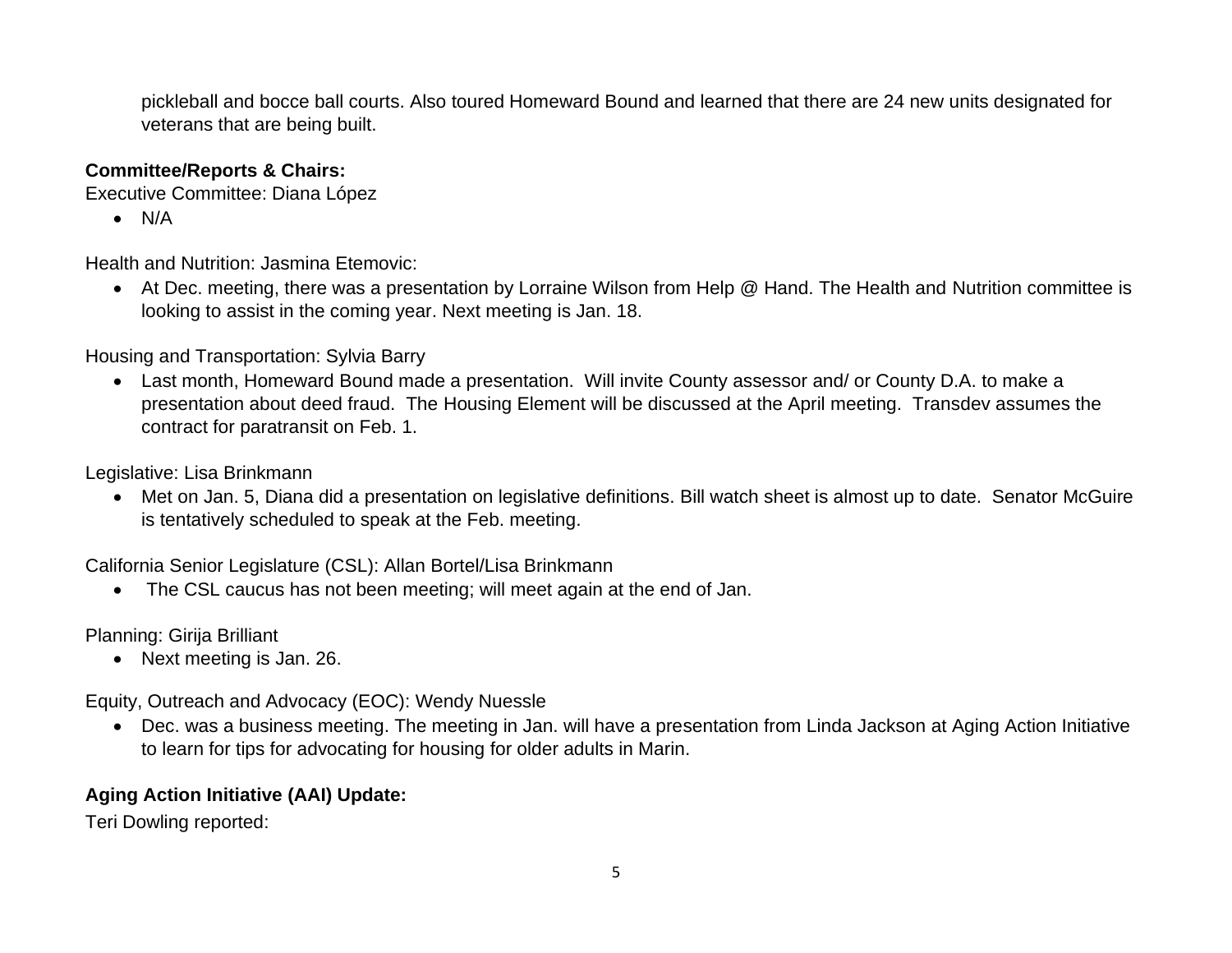pickleball and bocce ball courts. Also toured Homeward Bound and learned that there are 24 new units designated for veterans that are being built.

**Committee/Reports & Chairs:**

Executive Committee: Diana López

- N/A

Health and Nutrition: Jasmina Etemovic:

- At Dec. meeting, there was a presentation by Lorraine Wilson from Help @ Hand. The Health and Nutrition committee is looking to assist in the coming year. Next meeting is Jan. 18.

Housing and Transportation: Sylvia Barry

- Last month, Homeward Bound made a presentation. Will invite County assessor and/ or County D.A. to make a presentation about deed fraud. The Housing Element will be discussed at the April meeting. Transdev assumes the contract for paratransit on Feb. 1.

Legislative: Lisa Brinkmann

- Met on Jan. 5, Diana did a presentation on legislative definitions. Bill watch sheet is almost up to date. Senator McGuire is tentatively scheduled to speak at the Feb. meeting.

California Senior Legislature (CSL): Allan Bortel/Lisa Brinkmann

- The CSL caucus has not been meeting; will meet again at the end of Jan.

Planning: Girija Brilliant

- Next meeting is Jan. 26.

Equity, Outreach and Advocacy (EOC): Wendy Nuessle

- Dec. was a business meeting. The meeting in Jan. will have a presentation from Linda Jackson at Aging Action Initiative to learn for tips for advocating for housing for older adults in Marin.

**Aging Action Initiative (AAI) Update:**

Teri Dowling reported: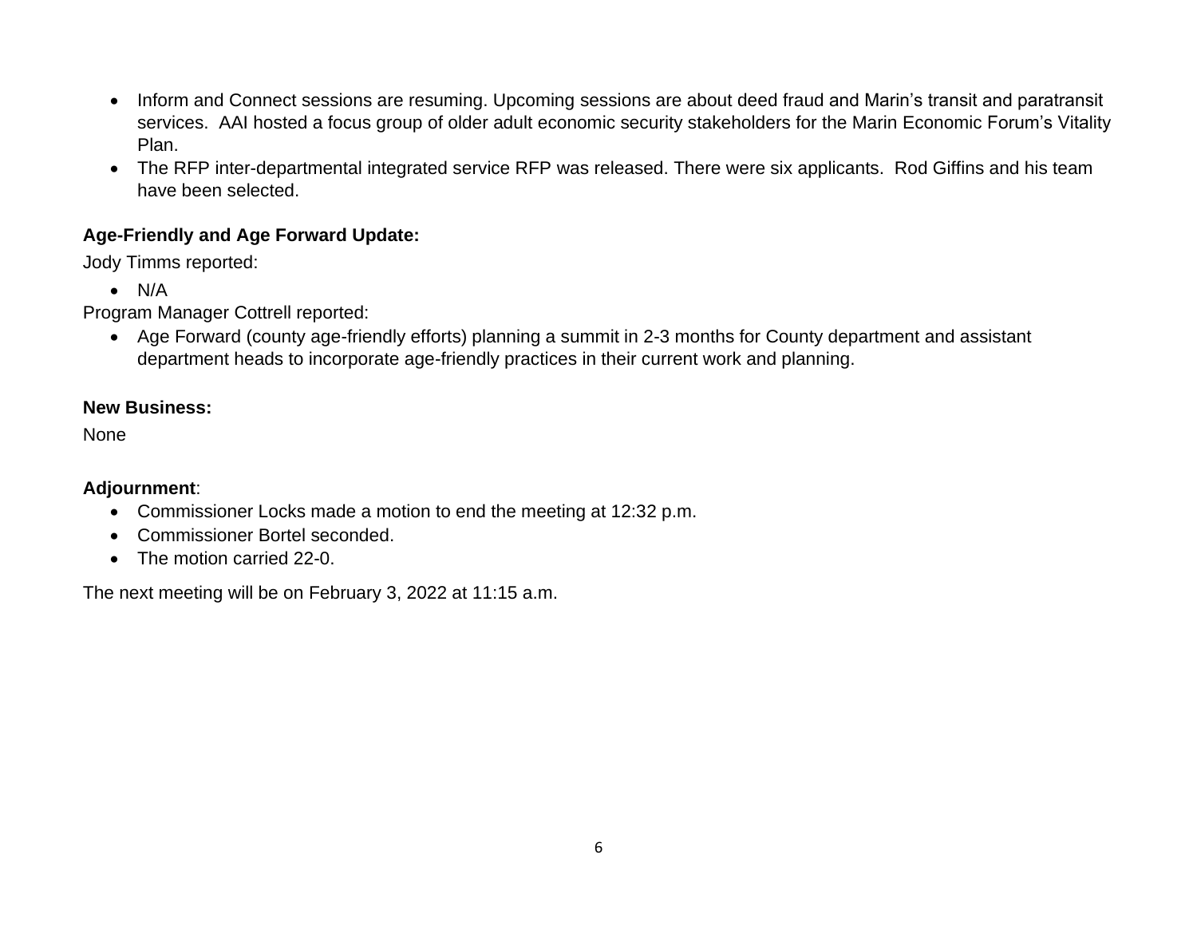- Inform and Connect sessions are resuming. Upcoming sessions are about deed fraud and Marin's transit and paratransit services. AAI hosted a focus group of older adult economic security stakeholders for the Marin Economic Forum's Vitality Plan.
- The RFP inter-departmental integrated service RFP was released. There were six applicants. Rod Giffins and his team have been selected.

**Age-Friendly and Age Forward Update:**

Jody Timms reported:

- N/A

Program Manager Cottrell reported:

- Age Forward (county age-friendly efforts) planning a summit in 2-3 months for County department and assistant department heads to incorporate age-friendly practices in their current work and planning.

**New Business:**

None

**Adjournment**:

- Commissioner Locks made a motion to end the meeting at 12:32 p.m.
- Commissioner Bortel seconded.
- The motion carried 22-0.

The next meeting will be on February 3, 2022 at 11:15 a.m.